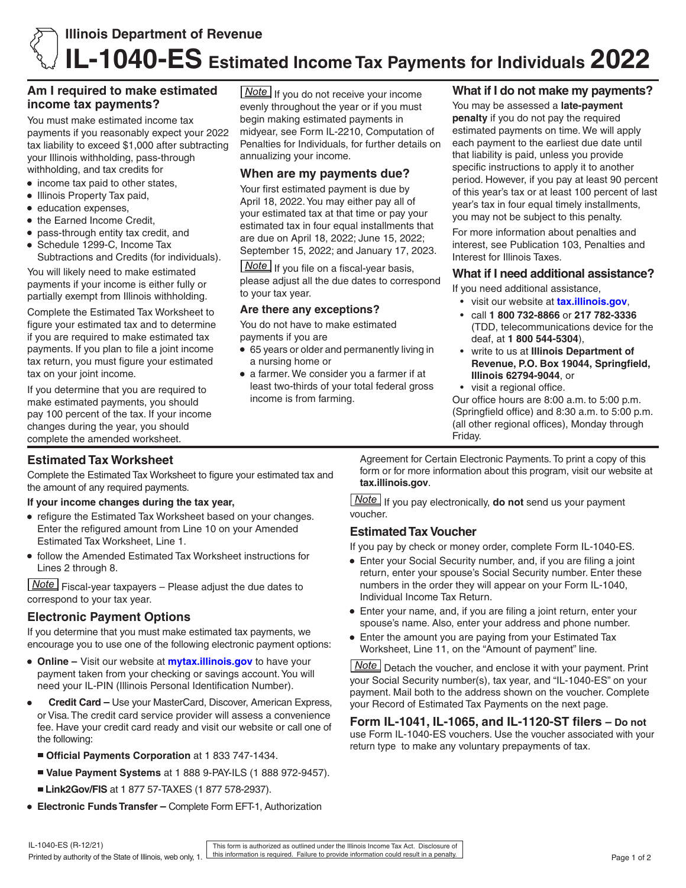# Illinois Department of Revenue

# IL-1040-ES Estimated Income Tax Payments for Individuals 2022

## Am I required to make estimated income tax payments?

You must make estimated income tax payments if you reasonably expect your 2022 tax liability to exceed $1,000 after subtracting your Illinois withholding, pass-through withholding, and tax credits for

- income tax paid to other states,
- Illinois Property Tax paid,
- education expenses,
- the Earned Income Credit,
- pass-through entity tax credit, and
- Schedule 1299-C, Income Tax Subtractions and Credits (for individuals).

You will likely need to make estimated payments if your income is either fully or partially exempt from Illinois withholding.

Complete the Estimated Tax Worksheet to figure your estimated tax and to determine if you are required to make estimated tax payments. If you plan to file a joint income tax return, you must figure your estimated tax on your joint income.

If you determine that you are required to make estimated payments, you should pay 100 percent of the tax. If your income changes during the year, you should complete the amended worksheet.

**Note** If you do not receive your income evenly throughout the year or if you must begin making estimated payments in midyear, see Form IL-2210, Computation of Penalties for Individuals, for further details on annualizing your income.

## When are my payments due?

Your first estimated payment is due by April 18, 2022. You may either pay all of your estimated tax at that time or pay your estimated tax in four equal installments that are due on April 18, 2022; June 15, 2022; September 15, 2022; and January 17, 2023.

**Note** If you file on a fiscal-year basis, please adjust all the due dates to correspond to your tax year.

### Are there any exceptions?

You do not have to make estimated payments if you are

- 65 years or older and permanently living in a nursing home or
- a farmer. We consider you a farmer if at least two-thirds of your total federal gross income is from farming.

## What if I do not make my payments?

You may be assessed a **late-payment penalty** if you do not pay the required estimated payments on time. We will apply each payment to the earliest due date until that liability is paid, unless you provide specific instructions to apply it to another period. However, if you pay at least 90 percent of this year's tax or at least 100 percent of last year's tax in four equal timely installments, you may not be subject to this penalty.

For more information about penalties and interest, see Publication 103, Penalties and Interest for Illinois Taxes.

## What if I need additional assistance?

If you need additional assistance,

- visit our website at **tax.illinois.gov**,
- call **1 800 732-8866** or **217 782-3336** (TDD, telecommunications device for the deaf, at **1 800 544-5304**),
- write to us at **Illinois Department of Revenue, P.O. Box 19044, Springfield, Illinois 62794-9044**, or
- visit a regional office.

Our office hours are 8:00 a.m. to 5:00 p.m. (Springfield office) and 8:30 a.m. to 5:00 p.m. (all other regional offices), Monday through Friday.

## Estimated Tax Worksheet

Complete the Estimated Tax Worksheet to figure your estimated tax and the amount of any required payments.

**If your income changes during the tax year,**

- refigure the Estimated Tax Worksheet based on your changes. Enter the refigured amount from Line 10 on your Amended Estimated Tax Worksheet, Line 1.
- follow the Amended Estimated Tax Worksheet instructions for Lines 2 through 8.

**Note** Fiscal-year taxpayers – Please adjust the due dates to correspond to your tax year.

## Electronic Payment Options

If you determine that you must make estimated tax payments, we encourage you to use one of the following electronic payment options:

- **Online –** Visit our website at **mytax.illinois.gov** to have your payment taken from your checking or savings account. You will need your IL-PIN (Illinois Personal Identification Number).
- **Credit Card –** Use your MasterCard, Discover, American Express, or Visa. The credit card service provider will assess a convenience fee. Have your credit card ready and visit our website or call one of the following:
  - **Official Payments Corporation** at 1 833 747-1434.
  - **Value Payment Systems** at 1 888 9-PAY-ILS (1 888 972-9457).
  - **Link2Gov/FIS** at 1 877 57-TAXES (1 877 578-2937).
- **Electronic Funds Transfer –** Complete Form EFT-1, Authorization Agreement for Certain Electronic Payments. To print a copy of this form or for more information about this program, visit our website at **tax.illinois.gov**.

**Note** If you pay electronically, **do not** send us your payment voucher.

## Estimated Tax Voucher

If you pay by check or money order, complete Form IL-1040-ES.

- Enter your Social Security number, and, if you are filing a joint return, enter your spouse's Social Security number. Enter these numbers in the order they will appear on your Form IL-1040, Individual Income Tax Return.
- Enter your name, and, if you are filing a joint return, enter your spouse's name. Also, enter your address and phone number.
- Enter the amount you are paying from your Estimated Tax Worksheet, Line 11, on the "Amount of payment" line.

**Note** Detach the voucher, and enclose it with your payment. Print your Social Security number(s), tax year, and "IL-1040-ES" on your payment. Mail both to the address shown on the voucher. Complete your Record of Estimated Tax Payments on the next page.

## Form IL-1041, IL-1065, and IL-1120-ST filers – Do not

use Form IL-1040-ES vouchers. Use the voucher associated with your return type to make any voluntary prepayments of tax.

IL-1040-ES (R-12/21)

Printed by authority of the State of Illinois, web only, 1.

This form is authorized as outlined under the Illinois Income Tax Act. Disclosure of this information is required. Failure to provide information could result in a penalty.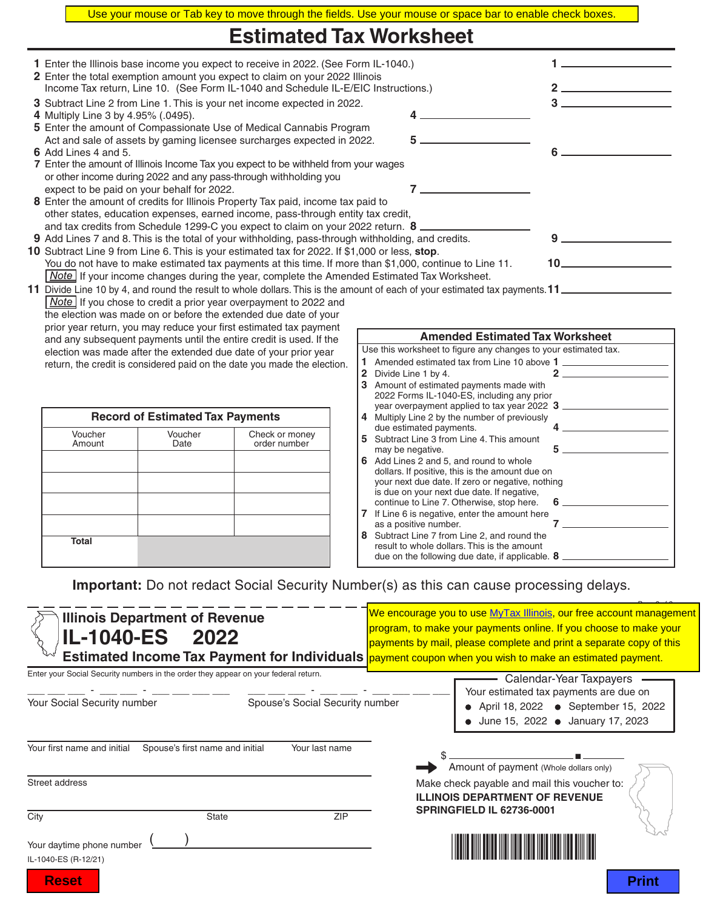Use your mouse or Tab key to move through the fields. Use your mouse or space bar to enable check boxes.

# Estimated Tax Worksheet

1. Enter the Illinois base income you expect to receive in 2022. (See Form IL-1040.) **1** ________
2. Enter the total exemption amount you expect to claim on your 2022 Illinois Income Tax return, Line 10. (See Form IL-1040 and Schedule IL-E/EIC Instructions.) **2** ________
3. Subtract Line 2 from Line 1. This is your net income expected in 2022. **3** ________
4. Multiply Line 3 by 4.95% (.0495). **4** ________
5. Enter the amount of Compassionate Use of Medical Cannabis Program Act and sale of assets by gaming licensee surcharges expected in 2022. **5** ________
6. Add Lines 4 and 5. **6** ________
7. Enter the amount of Illinois Income Tax you expect to be withheld from your wages or other income during 2022 and any pass-through withholding you expect to be paid on your behalf for 2022. **7** ________
8. Enter the amount of credits for Illinois Property Tax paid, income tax paid to other states, education expenses, earned income, pass-through entity tax credit, and tax credits from Schedule 1299-C you expect to claim on your 2022 return. **8** ________
9. Add Lines 7 and 8. This is the total of your withholding, pass-through withholding, and credits. **9** ________
10. Subtract Line 9 from Line 6. This is your estimated tax for 2022. If $1,000 or less, **stop**. You do not have to make estimated tax payments at this time. If more than $1,000, continue to Line 11. **10** ________

    **Note** If your income changes during the year, complete the Amended Estimated Tax Worksheet.
11. Divide Line 10 by 4, and round the result to whole dollars. This is the amount of each of your estimated tax payments. **11** ________

    **Note** If you chose to credit a prior year overpayment to 2022 and the election was made on or before the extended due date of your prior year return, you may reduce your first estimated tax payment and any subsequent payments until the entire credit is used. If the election was made after the extended due date of your prior year return, the credit is considered paid on the date you made the election.

## Amended Estimated Tax Worksheet

Use this worksheet to figure any changes to your estimated tax.

1. Amended estimated tax from Line 10 above **1** ________
2. Divide Line 1 by 4. **2** ________
3. Amount of estimated payments made with 2022 Forms IL-1040-ES, including any prior year overpayment applied to tax year 2022 **3** ________
4. Multiply Line 2 by the number of previously due estimated payments. **4** ________
5. Subtract Line 3 from Line 4. This amount may be negative. **5** ________
6. Add Lines 2 and 5, and round to whole dollars. If positive, this is the amount due on your next due date. If zero or negative, nothing is due on your next due date. If negative, continue to Line 7. Otherwise, stop here. **6** ________
7. If Line 6 is negative, enter the amount here as a positive number. **7** ________
8. Subtract Line 7 from Line 2, and round the result to whole dollars. This is the amount due on the following due date, if applicable. **8** ________

## Record of Estimated Tax Payments

| Voucher Amount | Voucher Date | Check or money order number |
|---|---|---|
| | | |
| | | |
| | | |
| | | |
| Total | | |

**Important:** Do not redact Social Security Number(s) as this can cause processing delays.

---

Illinois Department of Revenue

# IL-1040-ES 2022

## Estimated Income Tax Payment for Individuals

We encourage you to use MyTax Illinois, our free account management program, to make your payments online. If you choose to make your payments by mail, please complete and print a separate copy of this payment coupon when you wish to make an estimated payment.

Enter your Social Security numbers in the order they appear on your federal return.

___ ___ ___ - ___ ___ - ___ ___ ___ ___ Your Social Security number

___ ___ ___ - ___ ___ - ___ ___ ___ ___ Spouse's Social Security number

**Calendar-Year Taxpayers**

Your estimated tax payments are due on

- April 18, 2022
- June 15, 2022
- September 15, 2022
- January 17, 2023

Your first name and initial &nbsp;&nbsp; Spouse's first name and initial &nbsp;&nbsp; Your last name

Street address

City &nbsp;&nbsp; State &nbsp;&nbsp; ZIP

Your daytime phone number ( )

$ ________ ■ ____ Amount of payment (Whole dollars only)

Make check payable and mail this voucher to:

**ILLINOIS DEPARTMENT OF REVENUE**
**SPRINGFIELD IL 62736-0001**

IL-1040-ES (R-12/21)

Reset &nbsp;&nbsp; Print